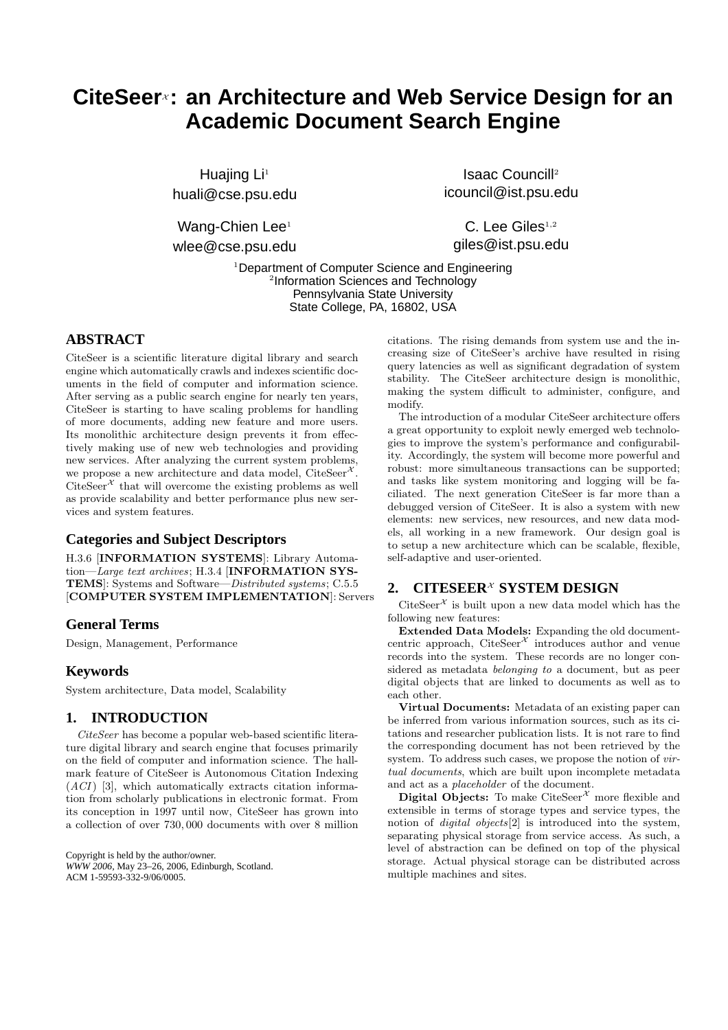# CiteSeer$^{\mathcal{X}}$: an Architecture and Web Service Design for an Academic Document Search Engine

Huajing Li[1]
huali@cse.psu.edu

Isaac Councill[2]
icouncil@ist.psu.edu

Wang-Chien Lee[1]
wlee@cse.psu.edu

C. Lee Giles[1,2]
giles@ist.psu.edu

[1]Department of Computer Science and Engineering
[2]Information Sciences and Technology
Pennsylvania State University
State College, PA, 16802, USA

## ABSTRACT

CiteSeer is a scientific literature digital library and search engine which automatically crawls and indexes scientific documents in the field of computer and information science. After serving as a public search engine for nearly ten years, CiteSeer is starting to have scaling problems for handling of more documents, adding new feature and more users. Its monolithic architecture design prevents it from effectively making use of new web technologies and providing new services. After analyzing the current system problems, we propose a new architecture and data model, CiteSeer$^{\mathcal{X}}$. CiteSeer$^{\mathcal{X}}$ that will overcome the existing problems as well as provide scalability and better performance plus new services and system features.

### Categories and Subject Descriptors

H.3.6 [**INFORMATION SYSTEMS**]: Library Automation—*Large text archives*; H.3.4 [**INFORMATION SYSTEMS**]: Systems and Software—*Distributed systems*; C.5.5 [**COMPUTER SYSTEM IMPLEMENTATION**]: Servers

### General Terms

Design, Management, Performance

### Keywords

System architecture, Data model, Scalability

## 1. INTRODUCTION

*CiteSeer* has become a popular web-based scientific literature digital library and search engine that focuses primarily on the field of computer and information science. The hallmark feature of CiteSeer is Autonomous Citation Indexing (*ACI*) [3], which automatically extracts citation information from scholarly publications in electronic format. From its conception in 1997 until now, CiteSeer has grown into a collection of over 730,000 documents with over 8 million citations. The rising demands from system use and the increasing size of CiteSeer's archive have resulted in rising query latencies as well as significant degradation of system stability. The CiteSeer architecture design is monolithic, making the system difficult to administer, configure, and modify.

The introduction of a modular CiteSeer architecture offers a great opportunity to exploit newly emerged web technologies to improve the system's performance and configurability. Accordingly, the system will become more powerful and robust: more simultaneous transactions can be supported; and tasks like system monitoring and logging will be faciliated. The next generation CiteSeer is far more than a debugged version of CiteSeer. It is also a system with new elements: new services, new resources, and new data models, all working in a new framework. Our design goal is to setup a new architecture which can be scalable, flexible, self-adaptive and user-oriented.

## 2. CITESEER$^{\mathcal{X}}$ SYSTEM DESIGN

CiteSeer$^{\mathcal{X}}$ is built upon a new data model which has the following new features:

**Extended Data Models:** Expanding the old document-centric approach, CiteSeer$^{\mathcal{X}}$ introduces author and venue records into the system. These records are no longer considered as metadata *belonging to* a document, but as peer digital objects that are linked to documents as well as to each other.

**Virtual Documents:** Metadata of an existing paper can be inferred from various information sources, such as its citations and researcher publication lists. It is not rare to find the corresponding document has not been retrieved by the system. To address such cases, we propose the notion of *virtual documents*, which are built upon incomplete metadata and act as a *placeholder* of the document.

**Digital Objects:** To make CiteSeer$^{\mathcal{X}}$ more flexible and extensible in terms of storage types and service types, the notion of *digital objects*[2] is introduced into the system, separating physical storage from service access. As such, a level of abstraction can be defined on top of the physical storage. Actual physical storage can be distributed across multiple machines and sites.

Copyright is held by the author/owner.
*WWW 2006*, May 23–26, 2006, Edinburgh, Scotland.
ACM 1-59593-332-9/06/0005.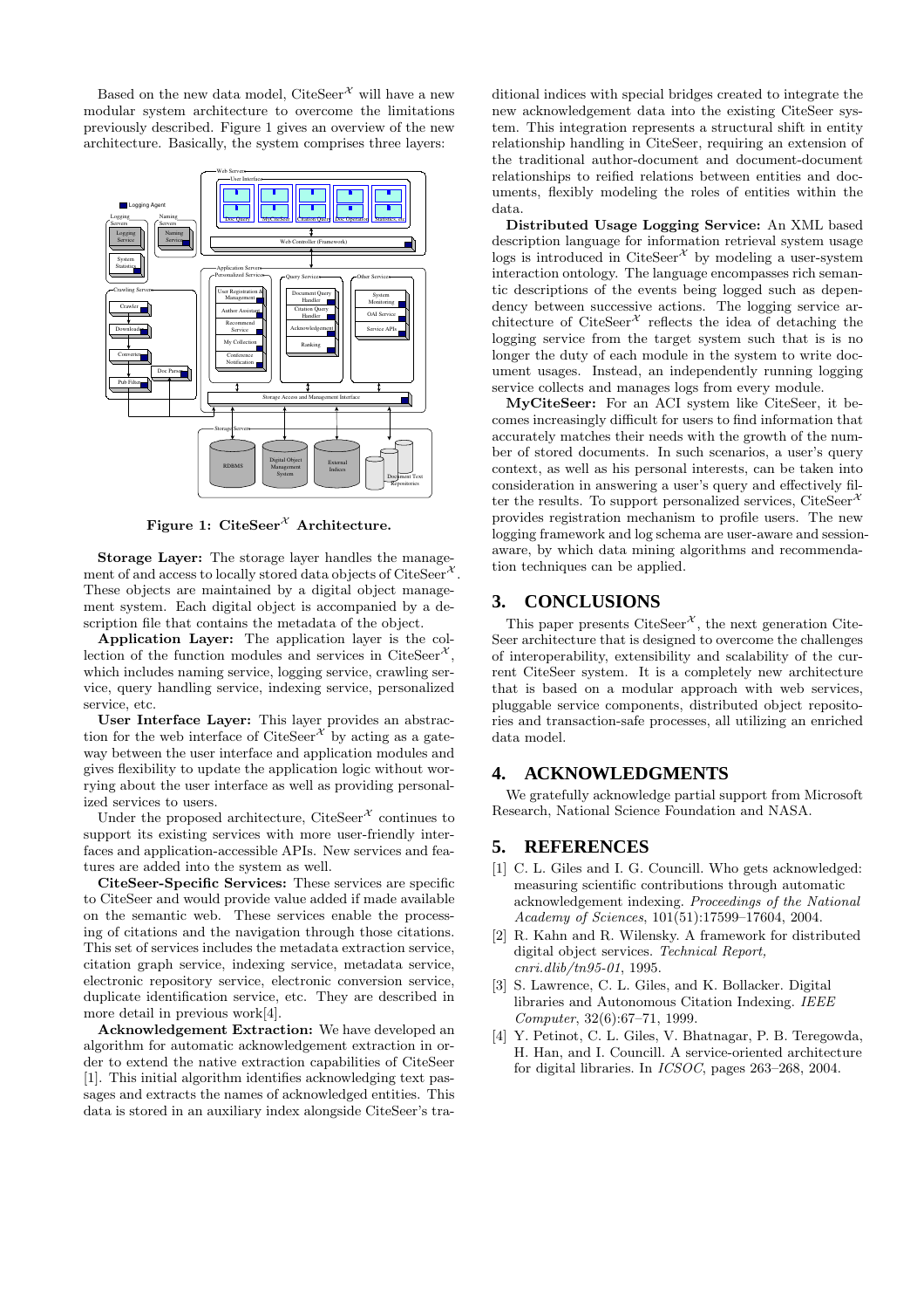Based on the new data model, CiteSeer$^{\mathcal{X}}$ will have a new modular system architecture to overcome the limitations previously described. Figure 1 gives an overview of the new architecture. Basically, the system comprises three layers:

Web Servers
User Interface
Doc Query
MyCiteSeer
Citation Query
Doc Operation
Statistics, etc
Logging Agent
Logging Servers
Logging Service
Naming Servers
Naming Service
System Statistics
Web Controller (Framework)
Application Servers
Personalized Services
User Registration & Management
Author Assistant
Recommend Service
My Collection
Conference Notification
Query Services
Document Query Handler
Citation Query Handler
Acknowledgement
Ranking
Other Services
System Monitoring
OAI Service
Service APIs
Crawling Servers
Crawler
Downloader
Converter
Doc Parser
Pub Filter
Storage Access and Management Interface
Storage Servers
RDBMS
Digital Object Management System
External Indices
Document Text Repositories

**Figure 1: CiteSeer$^{\mathcal{X}}$ Architecture.**

**Storage Layer:** The storage layer handles the management of and access to locally stored data objects of CiteSeer$^{\mathcal{X}}$. These objects are maintained by a digital object management system. Each digital object is accompanied by a description file that contains the metadata of the object.

**Application Layer:** The application layer is the collection of the function modules and services in CiteSeer$^{\mathcal{X}}$, which includes naming service, logging service, crawling service, query handling service, indexing service, personalized service, etc.

**User Interface Layer:** This layer provides an abstraction for the web interface of CiteSeer$^{\mathcal{X}}$ by acting as a gateway between the user interface and application modules and gives flexibility to update the application logic without worrying about the user interface as well as providing personalized services to users.

Under the proposed architecture, CiteSeer$^{\mathcal{X}}$ continues to support its existing services with more user-friendly interfaces and application-accessible APIs. New services and features are added into the system as well.

**CiteSeer-Specific Services:** These services are specific to CiteSeer and would provide value added if made available on the semantic web. These services enable the processing of citations and the navigation through those citations. This set of services includes the metadata extraction service, citation graph service, indexing service, metadata service, electronic repository service, electronic conversion service, duplicate identification service, etc. They are described in more detail in previous work[4].

**Acknowledgement Extraction:** We have developed an algorithm for automatic acknowledgement extraction in order to extend the native extraction capabilities of CiteSeer [1]. This initial algorithm identifies acknowledging text passages and extracts the names of acknowledged entities. This data is stored in an auxiliary index alongside CiteSeer's traditional indices with special bridges created to integrate the new acknowledgement data into the existing CiteSeer system. This integration represents a structural shift in entity relationship handling in CiteSeer, requiring an extension of the traditional author-document and document-document relationships to reified relations between entities and documents, flexibly modeling the roles of entities within the data.

**Distributed Usage Logging Service:** An XML based description language for information retrieval system usage logs is introduced in CiteSeer$^{\mathcal{X}}$ by modeling a user-system interaction ontology. The language encompasses rich semantic descriptions of the events being logged such as dependency between successive actions. The logging service architecture of CiteSeer$^{\mathcal{X}}$ reflects the idea of detaching the logging service from the target system such that is is no longer the duty of each module in the system to write document usages. Instead, an independently running logging service collects and manages logs from every module.

**MyCiteSeer:** For an ACI system like CiteSeer, it becomes increasingly difficult for users to find information that accurately matches their needs with the growth of the number of stored documents. In such scenarios, a user's query context, as well as his personal interests, can be taken into consideration in answering a user's query and effectively filter the results. To support personalized services, CiteSeer$^{\mathcal{X}}$ provides registration mechanism to profile users. The new logging framework and log schema are user-aware and session-aware, by which data mining algorithms and recommendation techniques can be applied.

## 3. CONCLUSIONS

This paper presents CiteSeer$^{\mathcal{X}}$, the next generation CiteSeer architecture that is designed to overcome the challenges of interoperability, extensibility and scalability of the current CiteSeer system. It is a completely new architecture that is based on a modular approach with web services, pluggable service components, distributed object repositories and transaction-safe processes, all utilizing an enriched data model.

## 4. ACKNOWLEDGMENTS

We gratefully acknowledge partial support from Microsoft Research, National Science Foundation and NASA.

## 5. REFERENCES

[1] C. L. Giles and I. G. Councill. Who gets acknowledged: measuring scientific contributions through automatic acknowledgement indexing. *Proceedings of the National Academy of Sciences*, 101(51):17599–17604, 2004.

[2] R. Kahn and R. Wilensky. A framework for distributed digital object services. *Technical Report, cnri.dlib/tn95-01*, 1995.

[3] S. Lawrence, C. L. Giles, and K. Bollacker. Digital libraries and Autonomous Citation Indexing. *IEEE Computer*, 32(6):67–71, 1999.

[4] Y. Petinot, C. L. Giles, V. Bhatnagar, P. B. Teregowda, H. Han, and I. Councill. A service-oriented architecture for digital libraries. In *ICSOC*, pages 263–268, 2004.